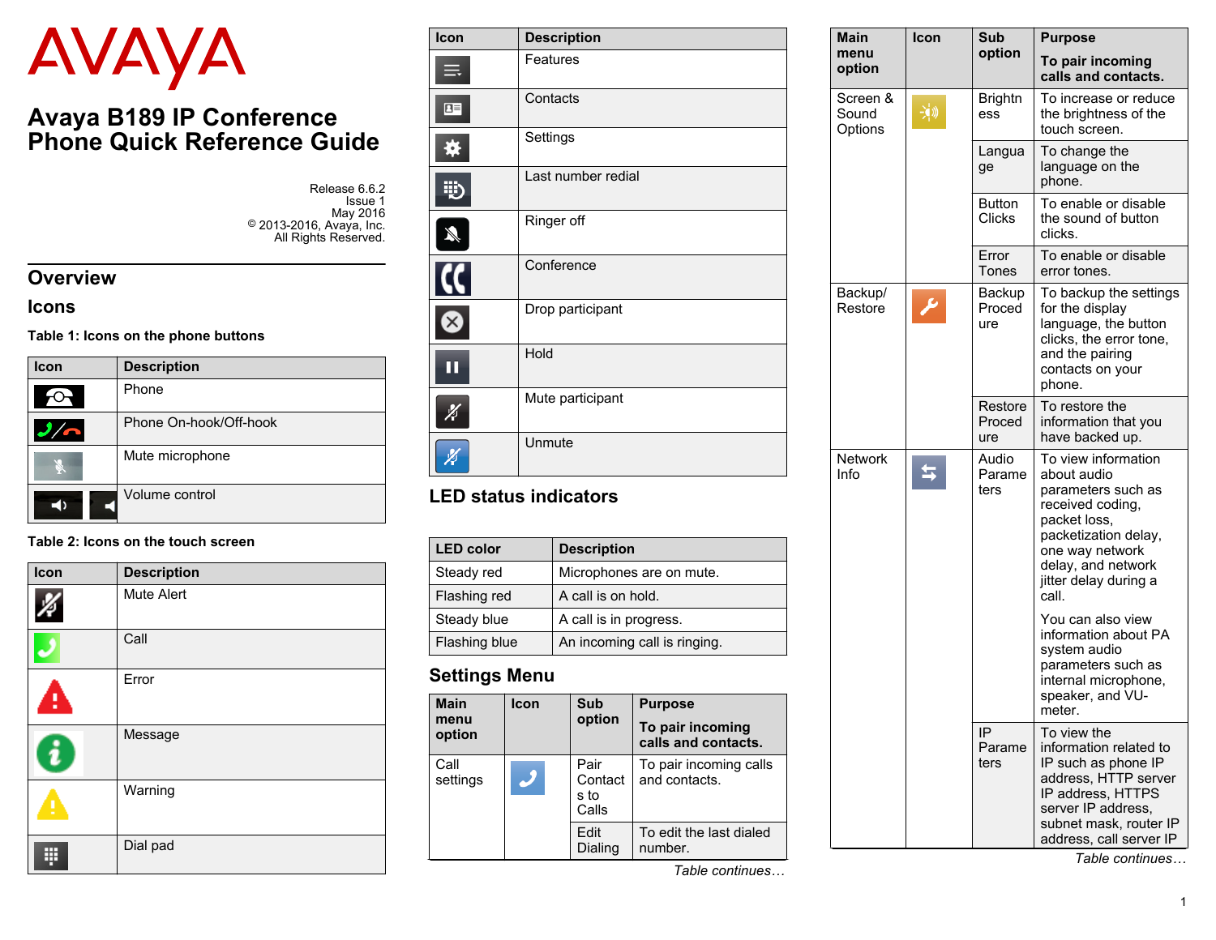# Avaya B189 IP Conference Phone Quick Reference Guide

Release 6.6.2
Issue 1
May 2016
© 2013-2016, Avaya, Inc.
All Rights Reserved.

## Overview

### Icons

**Table 1: Icons on the phone buttons**

| Icon | Description |
| --- | --- |
| | Phone |
| | Phone On-hook/Off-hook |
| | Mute microphone |
| | Volume control |

**Table 2: Icons on the touch screen**

| Icon | Description |
| --- | --- |
| | Mute Alert |
| | Call |
| | Error |
| | Message |
| | Warning |
| | Dial pad |
| | Features |
| | Contacts |
| | Settings |
| | Last number redial |
| | Ringer off |
| | Conference |
| | Drop participant |
| | Hold |
| | Mute participant |
| | Unmute |

## LED status indicators

| LED color | Description |
| --- | --- |
| Steady red | Microphones are on mute. |
| Flashing red | A call is on hold. |
| Steady blue | A call is in progress. |
| Flashing blue | An incoming call is ringing. |

## Settings Menu

| Main menu option | Icon | Sub option | Purpose<br>**To pair incoming calls and contacts.** |
| --- | --- | --- | --- |
| Call settings | | Pair Contacts to Calls | To pair incoming calls and contacts. |
| | | Edit Dialing | To edit the last dialed number. |
| Screen & Sound Options | | Brightness | To increase or reduce the brightness of the touch screen. |
| | | Language | To change the language on the phone. |
| | | Button Clicks | To enable or disable the sound of button clicks. |
| | | Error Tones | To enable or disable error tones. |
| Backup/ Restore | | Backup Procedure | To backup the settings for the display language, the button clicks, the error tone, and the pairing contacts on your phone. |
| | | Restore Procedure | To restore the information that you have backed up. |
| Network Info | | Audio Parameters | To view information about audio parameters such as received coding, packet loss, packetization delay, one way network delay, and network jitter delay during a call.<br><br>You can also view information about PA system audio parameters such as internal microphone, speaker, and VU-meter. |
| | | IP Parameters | To view the information related to IP such as phone IP address, HTTP server IP address, HTTPS server IP address, subnet mask, router IP address, call server IP |

*Table continues…*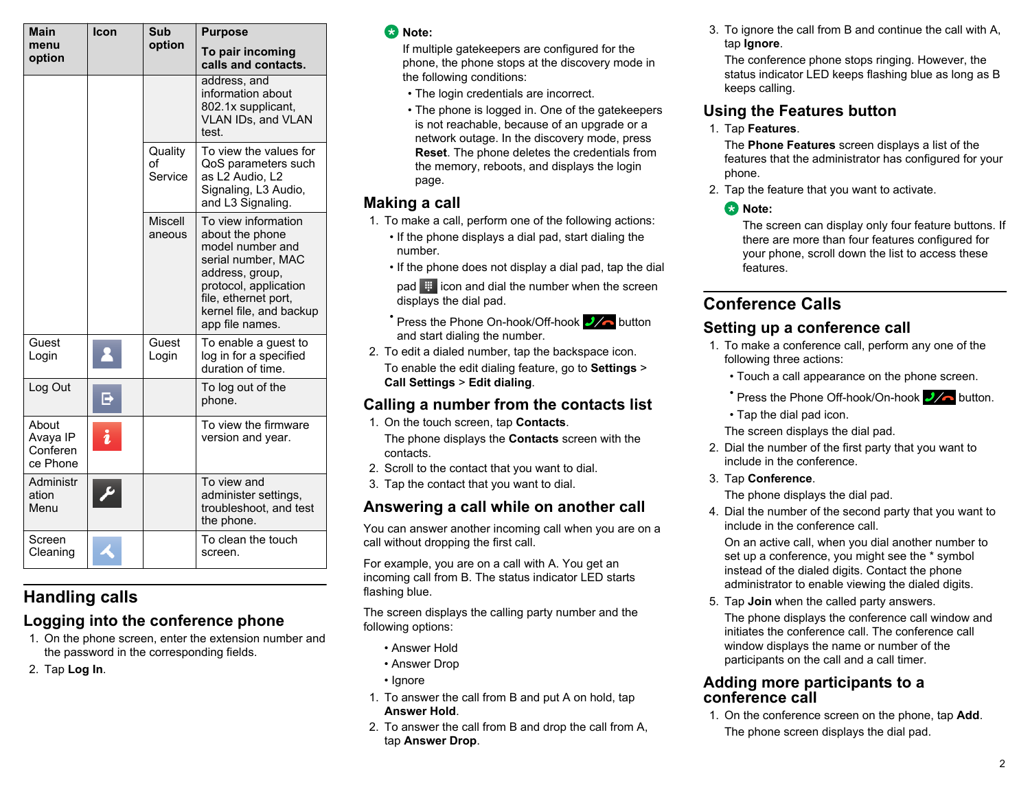| Main menu option | Icon | Sub option | Purpose To pair incoming calls and contacts. |
| --- | --- | --- | --- |
| | | | address, and information about 802.1x supplicant, VLAN IDs, and VLAN test. |
| | | Quality of Service | To view the values for QoS parameters such as L2 Audio, L2 Signaling, L3 Audio, and L3 Signaling. |
| | | Miscellaneous | To view information about the phone model number and serial number, MAC address, group, protocol, application file, ethernet port, kernel file, and backup app file names. |
| Guest Login | | Guest Login | To enable a guest to log in for a specified duration of time. |
| Log Out | | | To log out of the phone. |
| About Avaya IP Conference Phone | | | To view the firmware version and year. |
| Administration Menu | | | To view and administer settings, troubleshoot, and test the phone. |
| Screen Cleaning | | | To clean the touch screen. |

# Handling calls

## Logging into the conference phone

1. On the phone screen, enter the extension number and the password in the corresponding fields.
2. Tap **Log In**.

**Note:**

If multiple gatekeepers are configured for the phone, the phone stops at the discovery mode in the following conditions:

- The login credentials are incorrect.
- The phone is logged in. One of the gatekeepers is not reachable, because of an upgrade or a network outage. In the discovery mode, press **Reset**. The phone deletes the credentials from the memory, reboots, and displays the login page.

## Making a call

1. To make a call, perform one of the following actions:
   - If the phone displays a dial pad, start dialing the number.
   - If the phone does not display a dial pad, tap the dial pad icon and dial the number when the screen displays the dial pad.
   - Press the Phone On-hook/Off-hook button and start dialing the number.
2. To edit a dialed number, tap the backspace icon.

   To enable the edit dialing feature, go to **Settings** > **Call Settings** > **Edit dialing**.

## Calling a number from the contacts list

1. On the touch screen, tap **Contacts**.

   The phone displays the **Contacts** screen with the contacts.
2. Scroll to the contact that you want to dial.
3. Tap the contact that you want to dial.

## Answering a call while on another call

You can answer another incoming call when you are on a call without dropping the first call.

For example, you are on a call with A. You get an incoming call from B. The status indicator LED starts flashing blue.

The screen displays the calling party number and the following options:

- Answer Hold
- Answer Drop
- Ignore

1. To answer the call from B and put A on hold, tap **Answer Hold**.
2. To answer the call from B and drop the call from A, tap **Answer Drop**.
3. To ignore the call from B and continue the call with A, tap **Ignore**.

   The conference phone stops ringing. However, the status indicator LED keeps flashing blue as long as B keeps calling.

## Using the Features button

1. Tap **Features**.

   The **Phone Features** screen displays a list of the features that the administrator has configured for your phone.
2. Tap the feature that you want to activate.

   **Note:**

   The screen can display only four feature buttons. If there are more than four features configured for your phone, scroll down the list to access these features.

# Conference Calls

## Setting up a conference call

1. To make a conference call, perform any one of the following three actions:
   - Touch a call appearance on the phone screen.
   - Press the Phone Off-hook/On-hook button.
   - Tap the dial pad icon.

   The screen displays the dial pad.
2. Dial the number of the first party that you want to include in the conference.
3. Tap **Conference**.

   The phone displays the dial pad.
4. Dial the number of the second party that you want to include in the conference call.

   On an active call, when you dial another number to set up a conference, you might see the * symbol instead of the dialed digits. Contact the phone administrator to enable viewing the dialed digits.
5. Tap **Join** when the called party answers.

   The phone displays the conference call window and initiates the conference call. The conference call window displays the name or number of the participants on the call and a call timer.

## Adding more participants to a conference call

1. On the conference screen on the phone, tap **Add**.

   The phone screen displays the dial pad.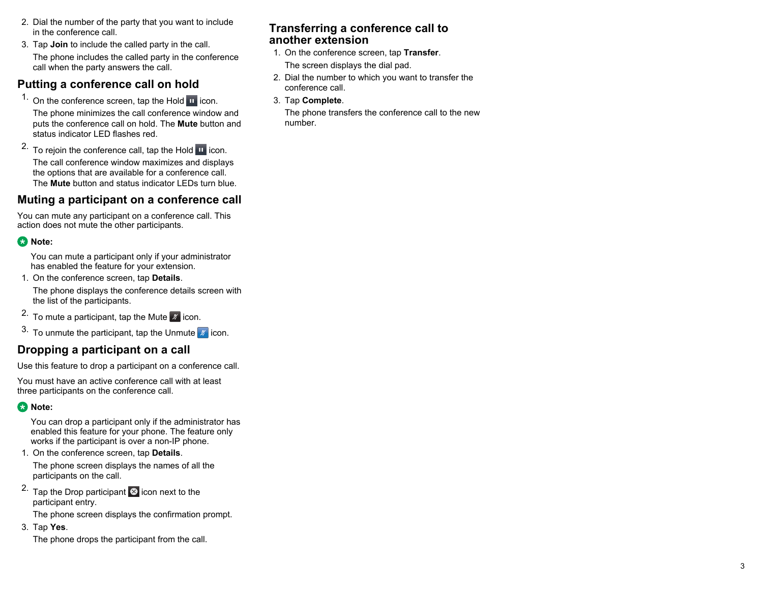2. Dial the number of the party that you want to include in the conference call.
3. Tap **Join** to include the called party in the call.

   The phone includes the called party in the conference call when the party answers the call.

## Putting a conference call on hold

1. On the conference screen, tap the Hold icon.

   The phone minimizes the call conference window and puts the conference call on hold. The **Mute** button and status indicator LED flashes red.

2. To rejoin the conference call, tap the Hold icon.

   The call conference window maximizes and displays the options that are available for a conference call. The **Mute** button and status indicator LEDs turn blue.

## Muting a participant on a conference call

You can mute any participant on a conference call. This action does not mute the other participants.

**Note:**

You can mute a participant only if your administrator has enabled the feature for your extension.

1. On the conference screen, tap **Details**.

   The phone displays the conference details screen with the list of the participants.

2. To mute a participant, tap the Mute icon.
3. To unmute the participant, tap the Unmute icon.

## Dropping a participant on a call

Use this feature to drop a participant on a conference call.

You must have an active conference call with at least three participants on the conference call.

**Note:**

You can drop a participant only if the administrator has enabled this feature for your phone. The feature only works if the participant is over a non-IP phone.

1. On the conference screen, tap **Details**.

   The phone screen displays the names of all the participants on the call.

2. Tap the Drop participant icon next to the participant entry.

   The phone screen displays the confirmation prompt.

3. Tap **Yes**.

   The phone drops the participant from the call.

## Transferring a conference call to another extension

1. On the conference screen, tap **Transfer**.

   The screen displays the dial pad.

2. Dial the number to which you want to transfer the conference call.
3. Tap **Complete**.

   The phone transfers the conference call to the new number.